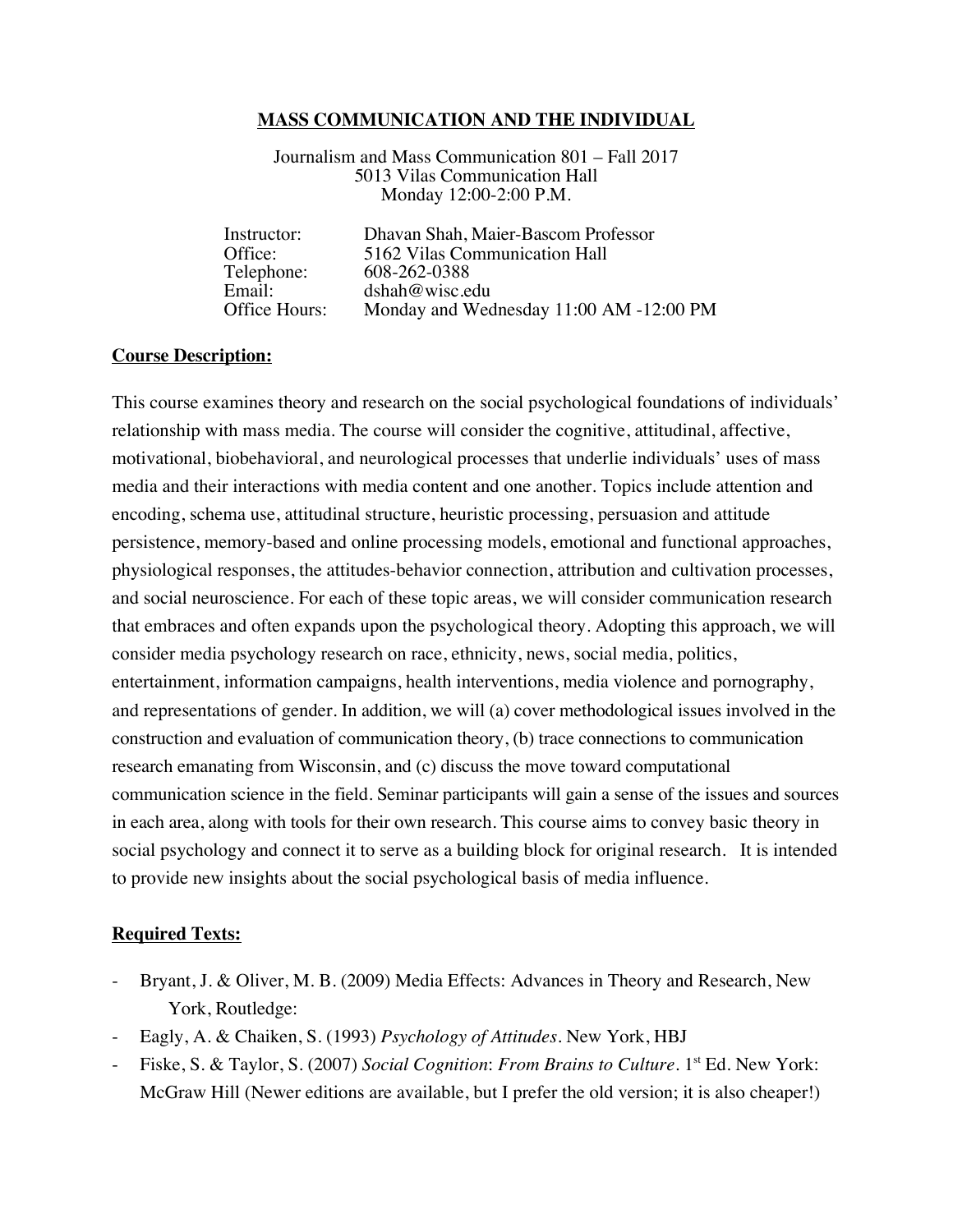# MASS COMMUNICATION AND THE INDIVIDUAL

Journalism and Mass Communication 801 – Fall 2017
5013 Vilas Communication Hall
Monday 12:00-2:00 P.M.

| | |
|---|---|
| Instructor: | Dhavan Shah, Maier-Bascom Professor |
| Office: | 5162 Vilas Communication Hall |
| Telephone: | 608-262-0388 |
| Email: | dshah@wisc.edu |
| Office Hours: | Monday and Wednesday 11:00 AM -12:00 PM |

## Course Description:

This course examines theory and research on the social psychological foundations of individuals' relationship with mass media. The course will consider the cognitive, attitudinal, affective, motivational, biobehavioral, and neurological processes that underlie individuals' uses of mass media and their interactions with media content and one another. Topics include attention and encoding, schema use, attitudinal structure, heuristic processing, persuasion and attitude persistence, memory-based and online processing models, emotional and functional approaches, physiological responses, the attitudes-behavior connection, attribution and cultivation processes, and social neuroscience. For each of these topic areas, we will consider communication research that embraces and often expands upon the psychological theory. Adopting this approach, we will consider media psychology research on race, ethnicity, news, social media, politics, entertainment, information campaigns, health interventions, media violence and pornography, and representations of gender. In addition, we will (a) cover methodological issues involved in the construction and evaluation of communication theory, (b) trace connections to communication research emanating from Wisconsin, and (c) discuss the move toward computational communication science in the field. Seminar participants will gain a sense of the issues and sources in each area, along with tools for their own research. This course aims to convey basic theory in social psychology and connect it to serve as a building block for original research. It is intended to provide new insights about the social psychological basis of media influence.

## Required Texts:

- Bryant, J. & Oliver, M. B. (2009) Media Effects: Advances in Theory and Research, New York, Routledge:
- Eagly, A. & Chaiken, S. (1993) *Psychology of Attitudes*. New York, HBJ
- Fiske, S. & Taylor, S. (2007) *Social Cognition*: *From Brains to Culture*. 1st Ed. New York: McGraw Hill (Newer editions are available, but I prefer the old version; it is also cheaper!)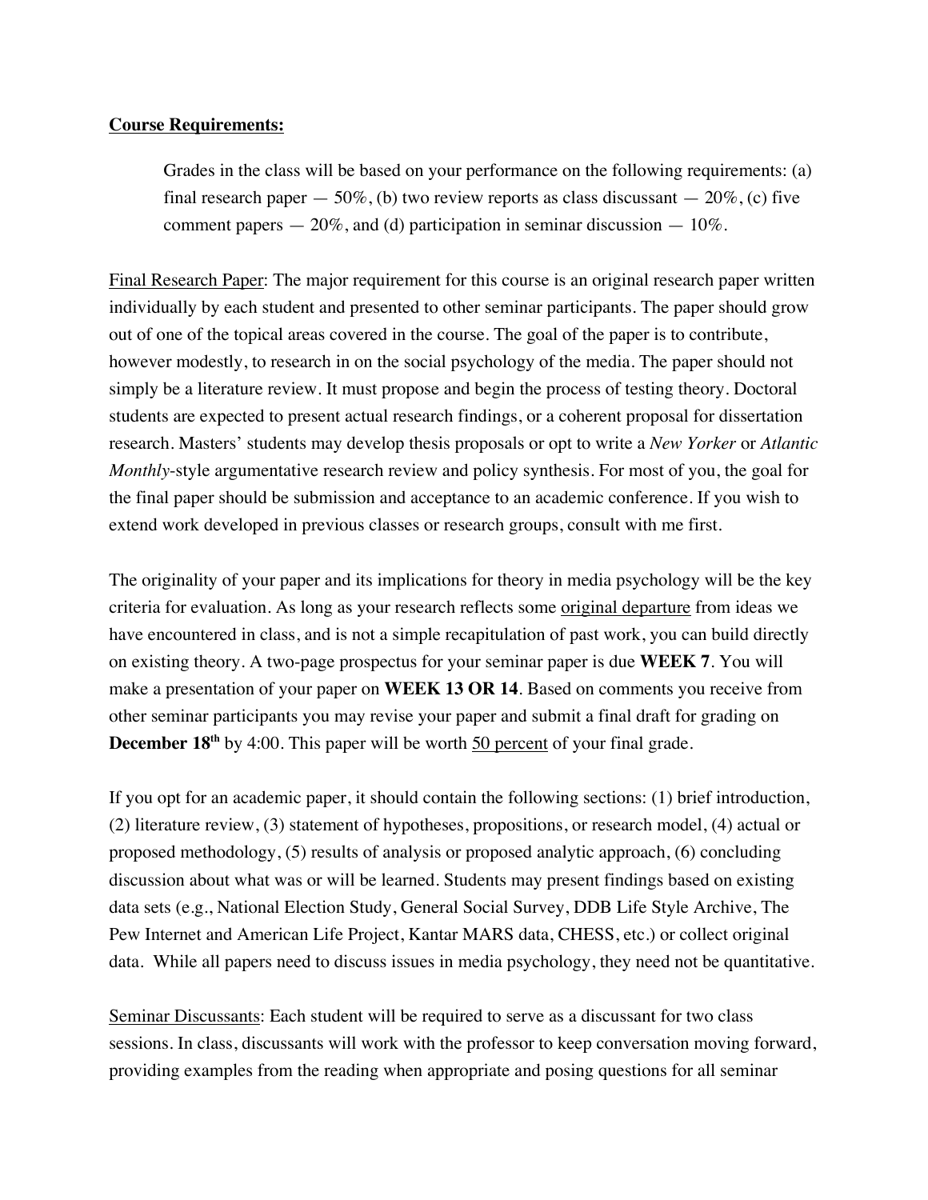**Course Requirements:**

> Grades in the class will be based on your performance on the following requirements: (a) final research paper — 50%, (b) two review reports as class discussant — 20%, (c) five comment papers — 20%, and (d) participation in seminar discussion — 10%.

Final Research Paper: The major requirement for this course is an original research paper written individually by each student and presented to other seminar participants. The paper should grow out of one of the topical areas covered in the course. The goal of the paper is to contribute, however modestly, to research in on the social psychology of the media. The paper should not simply be a literature review. It must propose and begin the process of testing theory. Doctoral students are expected to present actual research findings, or a coherent proposal for dissertation research. Masters' students may develop thesis proposals or opt to write a *New Yorker* or *Atlantic Monthly*-style argumentative research review and policy synthesis. For most of you, the goal for the final paper should be submission and acceptance to an academic conference. If you wish to extend work developed in previous classes or research groups, consult with me first.

The originality of your paper and its implications for theory in media psychology will be the key criteria for evaluation. As long as your research reflects some original departure from ideas we have encountered in class, and is not a simple recapitulation of past work, you can build directly on existing theory. A two-page prospectus for your seminar paper is due **WEEK 7**. You will make a presentation of your paper on **WEEK 13 OR 14**. Based on comments you receive from other seminar participants you may revise your paper and submit a final draft for grading on **December 18th** by 4:00. This paper will be worth 50 percent of your final grade.

If you opt for an academic paper, it should contain the following sections: (1) brief introduction, (2) literature review, (3) statement of hypotheses, propositions, or research model, (4) actual or proposed methodology, (5) results of analysis or proposed analytic approach, (6) concluding discussion about what was or will be learned. Students may present findings based on existing data sets (e.g., National Election Study, General Social Survey, DDB Life Style Archive, The Pew Internet and American Life Project, Kantar MARS data, CHESS, etc.) or collect original data. While all papers need to discuss issues in media psychology, they need not be quantitative.

Seminar Discussants: Each student will be required to serve as a discussant for two class sessions. In class, discussants will work with the professor to keep conversation moving forward, providing examples from the reading when appropriate and posing questions for all seminar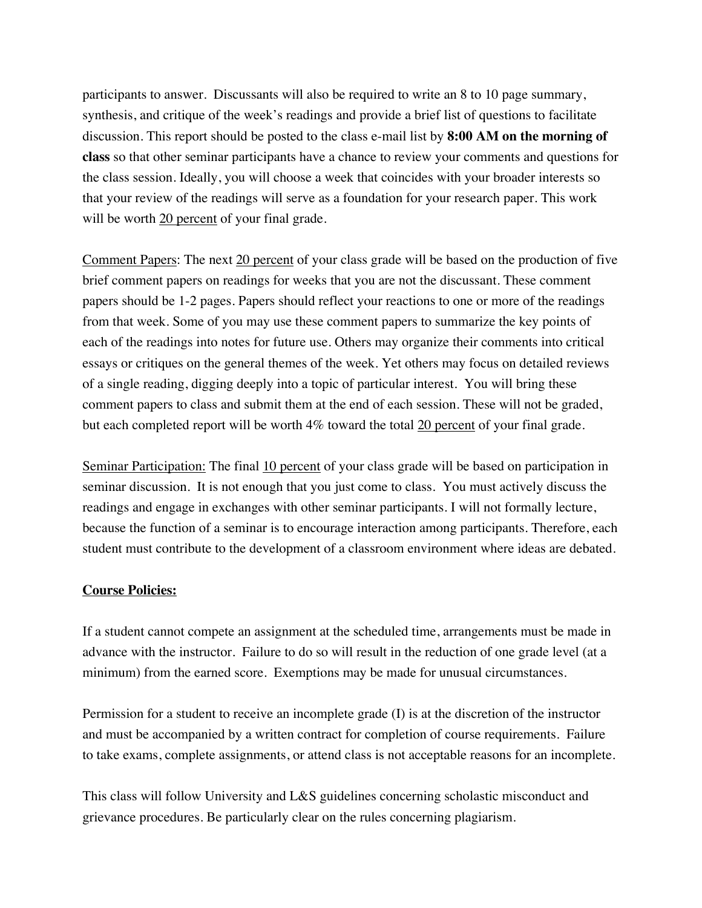participants to answer. Discussants will also be required to write an 8 to 10 page summary, synthesis, and critique of the week's readings and provide a brief list of questions to facilitate discussion. This report should be posted to the class e-mail list by **8:00 AM on the morning of class** so that other seminar participants have a chance to review your comments and questions for the class session. Ideally, you will choose a week that coincides with your broader interests so that your review of the readings will serve as a foundation for your research paper. This work will be worth <u>20 percent</u> of your final grade.

<u>Comment Papers</u>: The next <u>20 percent</u> of your class grade will be based on the production of five brief comment papers on readings for weeks that you are not the discussant. These comment papers should be 1-2 pages. Papers should reflect your reactions to one or more of the readings from that week. Some of you may use these comment papers to summarize the key points of each of the readings into notes for future use. Others may organize their comments into critical essays or critiques on the general themes of the week. Yet others may focus on detailed reviews of a single reading, digging deeply into a topic of particular interest. You will bring these comment papers to class and submit them at the end of each session. These will not be graded, but each completed report will be worth 4% toward the total <u>20 percent</u> of your final grade.

<u>Seminar Participation:</u> The final <u>10 percent</u> of your class grade will be based on participation in seminar discussion. It is not enough that you just come to class. You must actively discuss the readings and engage in exchanges with other seminar participants. I will not formally lecture, because the function of a seminar is to encourage interaction among participants. Therefore, each student must contribute to the development of a classroom environment where ideas are debated.

**<u>Course Policies:</u>**

If a student cannot compete an assignment at the scheduled time, arrangements must be made in advance with the instructor. Failure to do so will result in the reduction of one grade level (at a minimum) from the earned score. Exemptions may be made for unusual circumstances.

Permission for a student to receive an incomplete grade (I) is at the discretion of the instructor and must be accompanied by a written contract for completion of course requirements. Failure to take exams, complete assignments, or attend class is not acceptable reasons for an incomplete.

This class will follow University and L&S guidelines concerning scholastic misconduct and grievance procedures. Be particularly clear on the rules concerning plagiarism.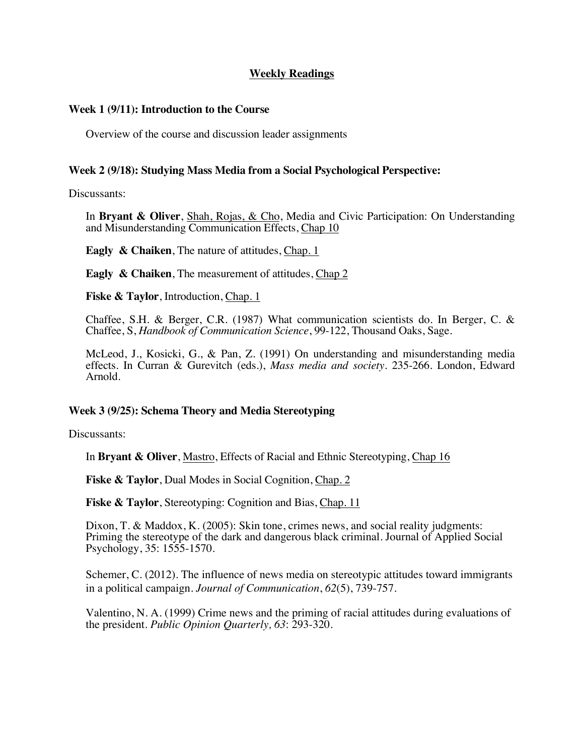## Weekly Readings

### Week 1 (9/11): Introduction to the Course

Overview of the course and discussion leader assignments

### Week 2 (9/18): Studying Mass Media from a Social Psychological Perspective:

Discussants:

In **Bryant & Oliver**, Shah, Rojas, & Cho, Media and Civic Participation: On Understanding and Misunderstanding Communication Effects, Chap 10

**Eagly & Chaiken**, The nature of attitudes, Chap. 1

**Eagly & Chaiken**, The measurement of attitudes, Chap 2

**Fiske & Taylor**, Introduction, Chap. 1

Chaffee, S.H. & Berger, C.R. (1987) What communication scientists do. In Berger, C. & Chaffee, S, *Handbook of Communication Science*, 99-122, Thousand Oaks, Sage.

McLeod, J., Kosicki, G., & Pan, Z. (1991) On understanding and misunderstanding media effects. In Curran & Gurevitch (eds.), *Mass media and society*. 235-266. London, Edward Arnold.

### Week 3 (9/25): Schema Theory and Media Stereotyping

Discussants:

In **Bryant & Oliver**, Mastro, Effects of Racial and Ethnic Stereotyping, Chap 16

**Fiske & Taylor**, Dual Modes in Social Cognition, Chap. 2

**Fiske & Taylor**, Stereotyping: Cognition and Bias, Chap. 11

Dixon, T. & Maddox, K. (2005): Skin tone, crimes news, and social reality judgments: Priming the stereotype of the dark and dangerous black criminal. Journal of Applied Social Psychology, 35: 1555-1570.

Schemer, C. (2012). The influence of news media on stereotypic attitudes toward immigrants in a political campaign. *Journal of Communication*, *62*(5), 739-757.

Valentino, N. A. (1999) Crime news and the priming of racial attitudes during evaluations of the president. *Public Opinion Quarterly, 63*: 293-320.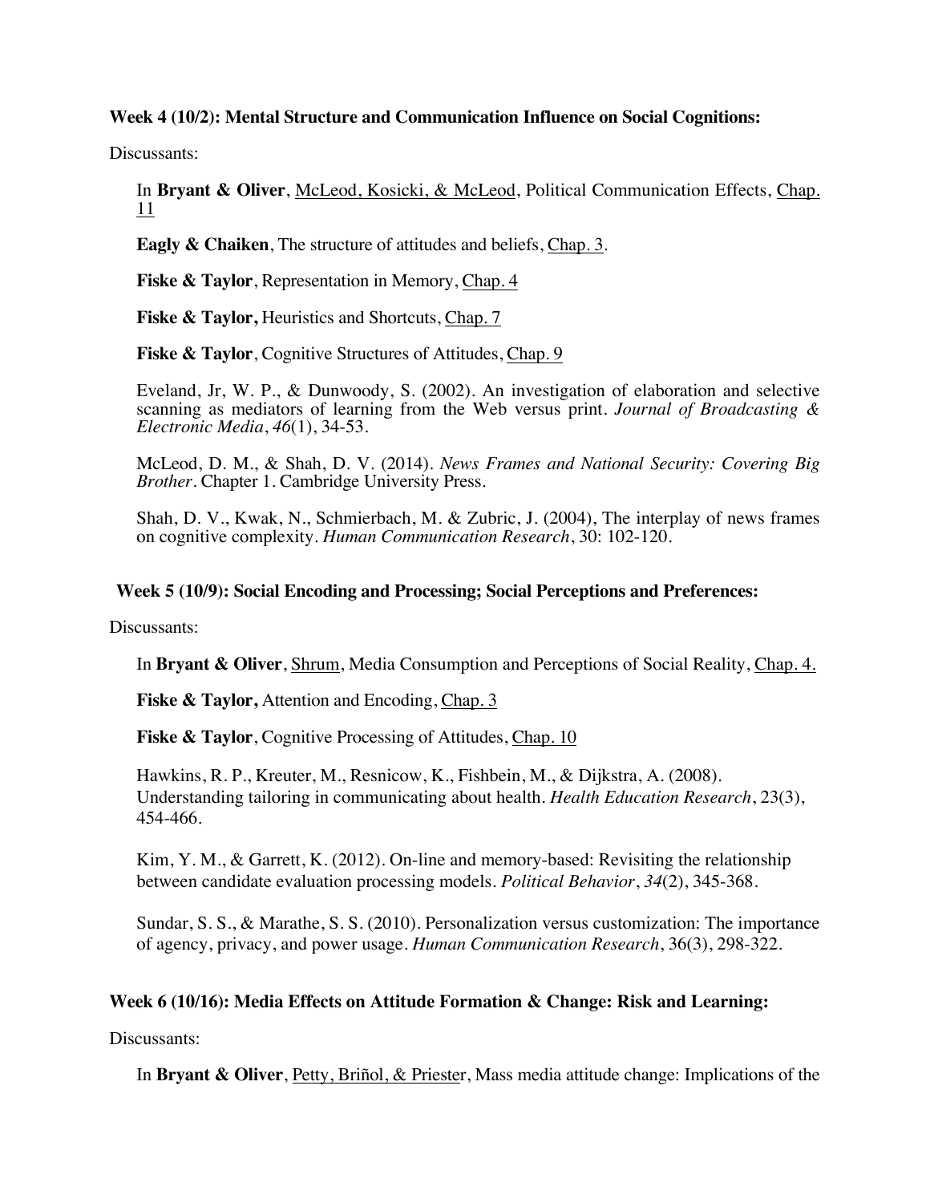**Week 4 (10/2): Mental Structure and Communication Influence on Social Cognitions:**

Discussants:

In **Bryant & Oliver**, McLeod, Kosicki, & McLeod, Political Communication Effects, Chap. 11

**Eagly & Chaiken**, The structure of attitudes and beliefs, Chap. 3.

**Fiske & Taylor**, Representation in Memory, Chap. 4

**Fiske & Taylor,** Heuristics and Shortcuts, Chap. 7

**Fiske & Taylor**, Cognitive Structures of Attitudes, Chap. 9

Eveland, Jr, W. P., & Dunwoody, S. (2002). An investigation of elaboration and selective scanning as mediators of learning from the Web versus print. *Journal of Broadcasting & Electronic Media*, *46*(1), 34-53.

McLeod, D. M., & Shah, D. V. (2014). *News Frames and National Security: Covering Big Brother*. Chapter 1. Cambridge University Press.

Shah, D. V., Kwak, N., Schmierbach, M. & Zubric, J. (2004), The interplay of news frames on cognitive complexity. *Human Communication Research*, 30: 102-120.

**Week 5 (10/9): Social Encoding and Processing; Social Perceptions and Preferences:**

Discussants:

In **Bryant & Oliver**, Shrum, Media Consumption and Perceptions of Social Reality, Chap. 4.

**Fiske & Taylor,** Attention and Encoding, Chap. 3

**Fiske & Taylor**, Cognitive Processing of Attitudes, Chap. 10

Hawkins, R. P., Kreuter, M., Resnicow, K., Fishbein, M., & Dijkstra, A. (2008). Understanding tailoring in communicating about health. *Health Education Research*, 23(3), 454-466.

Kim, Y. M., & Garrett, K. (2012). On-line and memory-based: Revisiting the relationship between candidate evaluation processing models. *Political Behavior*, *34*(2), 345-368.

Sundar, S. S., & Marathe, S. S. (2010). Personalization versus customization: The importance of agency, privacy, and power usage. *Human Communication Research*, 36(3), 298-322.

**Week 6 (10/16): Media Effects on Attitude Formation & Change: Risk and Learning:**

Discussants:

In **Bryant & Oliver**, Petty, Briñol, & Priester, Mass media attitude change: Implications of the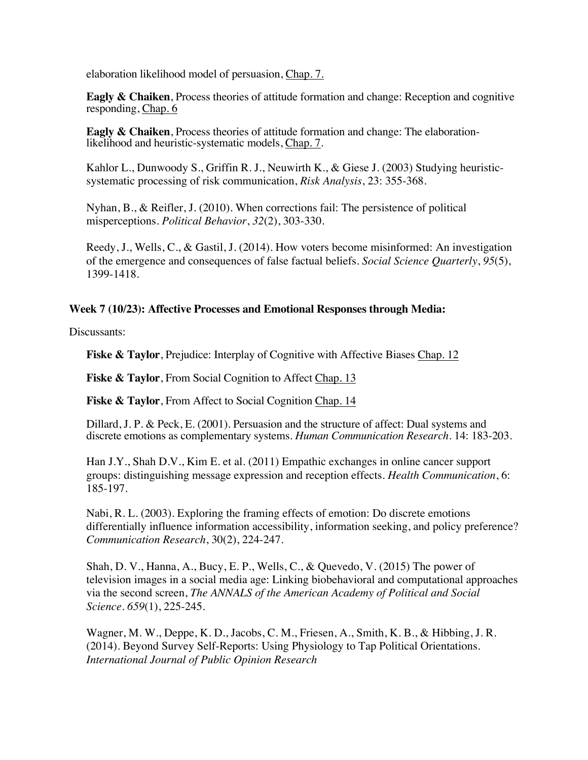elaboration likelihood model of persuasion, Chap. 7.

**Eagly & Chaiken**, Process theories of attitude formation and change: Reception and cognitive responding, Chap. 6

**Eagly & Chaiken**, Process theories of attitude formation and change: The elaboration-likelihood and heuristic-systematic models, Chap. 7.

Kahlor L., Dunwoody S., Griffin R. J., Neuwirth K., & Giese J. (2003) Studying heuristic-systematic processing of risk communication, *Risk Analysis*, 23: 355-368.

Nyhan, B., & Reifler, J. (2010). When corrections fail: The persistence of political misperceptions. *Political Behavior*, *32*(2), 303-330.

Reedy, J., Wells, C., & Gastil, J. (2014). How voters become misinformed: An investigation of the emergence and consequences of false factual beliefs. *Social Science Quarterly*, *95*(5), 1399-1418.

**Week 7 (10/23): Affective Processes and Emotional Responses through Media:**

Discussants:

**Fiske & Taylor**, Prejudice: Interplay of Cognitive with Affective Biases Chap. 12

**Fiske & Taylor**, From Social Cognition to Affect Chap. 13

**Fiske & Taylor**, From Affect to Social Cognition Chap. 14

Dillard, J. P. & Peck, E. (2001). Persuasion and the structure of affect: Dual systems and discrete emotions as complementary systems. *Human Communication Research*. 14: 183-203.

Han J.Y., Shah D.V., Kim E. et al. (2011) Empathic exchanges in online cancer support groups: distinguishing message expression and reception effects. *Health Communication*, 6: 185-197.

Nabi, R. L. (2003). Exploring the framing effects of emotion: Do discrete emotions differentially influence information accessibility, information seeking, and policy preference? *Communication Research*, 30(2), 224-247.

Shah, D. V., Hanna, A., Bucy, E. P., Wells, C., & Quevedo, V. (2015) The power of television images in a social media age: Linking biobehavioral and computational approaches via the second screen, *The ANNALS of the American Academy of Political and Social Science*. *659*(1), 225-245.

Wagner, M. W., Deppe, K. D., Jacobs, C. M., Friesen, A., Smith, K. B., & Hibbing, J. R. (2014). Beyond Survey Self-Reports: Using Physiology to Tap Political Orientations. *International Journal of Public Opinion Research*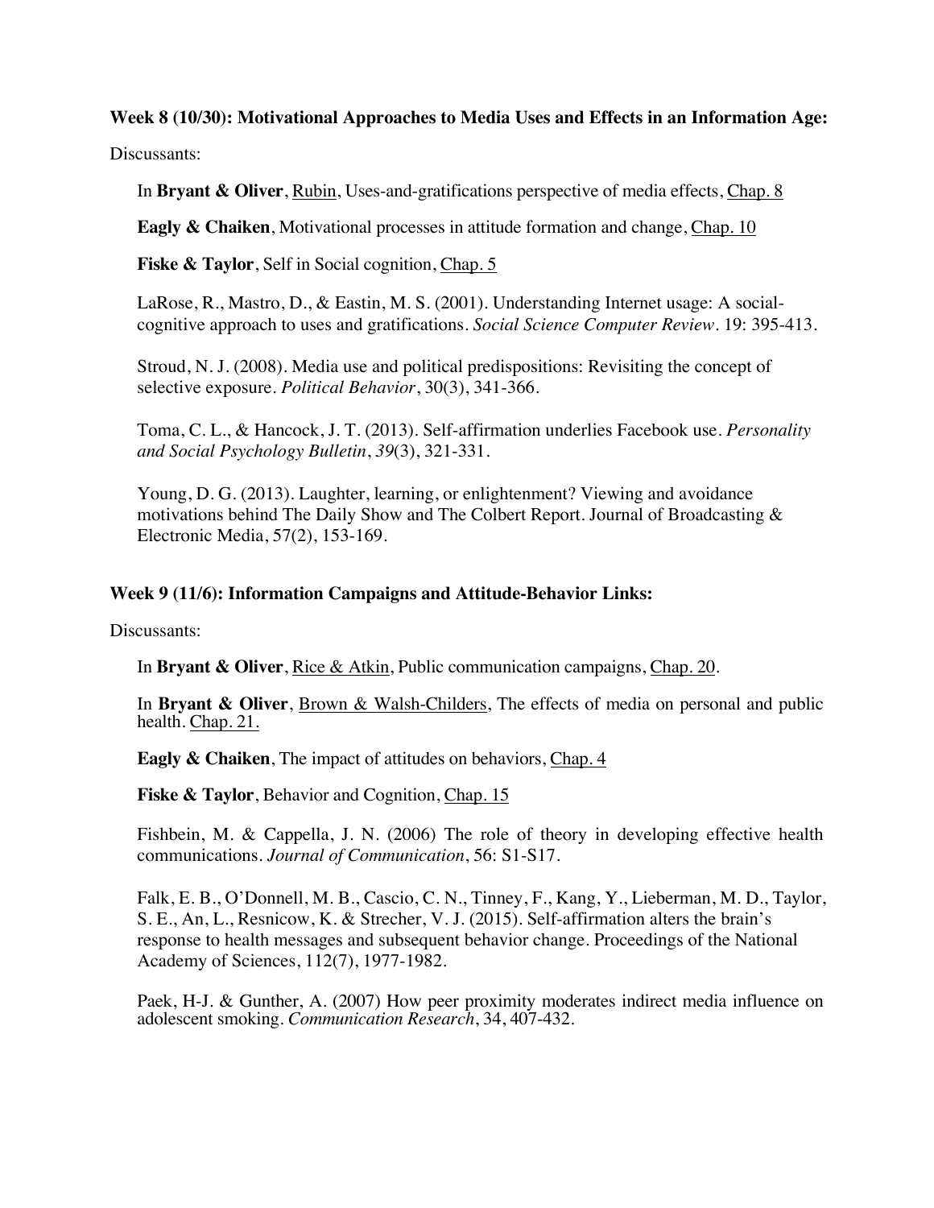**Week 8 (10/30): Motivational Approaches to Media Uses and Effects in an Information Age:**

Discussants:

In **Bryant & Oliver**, <u>Rubin</u>, Uses-and-gratifications perspective of media effects, <u>Chap. 8</u>

**Eagly & Chaiken**, Motivational processes in attitude formation and change, <u>Chap. 10</u>

**Fiske & Taylor**, Self in Social cognition, <u>Chap. 5</u>

LaRose, R., Mastro, D., & Eastin, M. S. (2001). Understanding Internet usage: A social-cognitive approach to uses and gratifications. *Social Science Computer Review*. 19: 395-413.

Stroud, N. J. (2008). Media use and political predispositions: Revisiting the concept of selective exposure. *Political Behavior*, 30(3), 341-366.

Toma, C. L., & Hancock, J. T. (2013). Self-affirmation underlies Facebook use. *Personality and Social Psychology Bulletin*, *39*(3), 321-331.

Young, D. G. (2013). Laughter, learning, or enlightenment? Viewing and avoidance motivations behind The Daily Show and The Colbert Report. Journal of Broadcasting & Electronic Media, 57(2), 153-169.

**Week 9 (11/6): Information Campaigns and Attitude-Behavior Links:**

Discussants:

In **Bryant & Oliver**, <u>Rice & Atkin</u>, Public communication campaigns, <u>Chap. 20</u>.

In **Bryant & Oliver**, <u>Brown & Walsh-Childers</u>, The effects of media on personal and public health. <u>Chap. 21.</u>

**Eagly & Chaiken**, The impact of attitudes on behaviors, <u>Chap. 4</u>

**Fiske & Taylor**, Behavior and Cognition, <u>Chap. 15</u>

Fishbein, M. & Cappella, J. N. (2006) The role of theory in developing effective health communications. *Journal of Communication*, 56: S1-S17.

Falk, E. B., O'Donnell, M. B., Cascio, C. N., Tinney, F., Kang, Y., Lieberman, M. D., Taylor, S. E., An, L., Resnicow, K. & Strecher, V. J. (2015). Self-affirmation alters the brain's response to health messages and subsequent behavior change. Proceedings of the National Academy of Sciences, 112(7), 1977-1982.

Paek, H-J. & Gunther, A. (2007) How peer proximity moderates indirect media influence on adolescent smoking. *Communication Research*, 34, 407-432.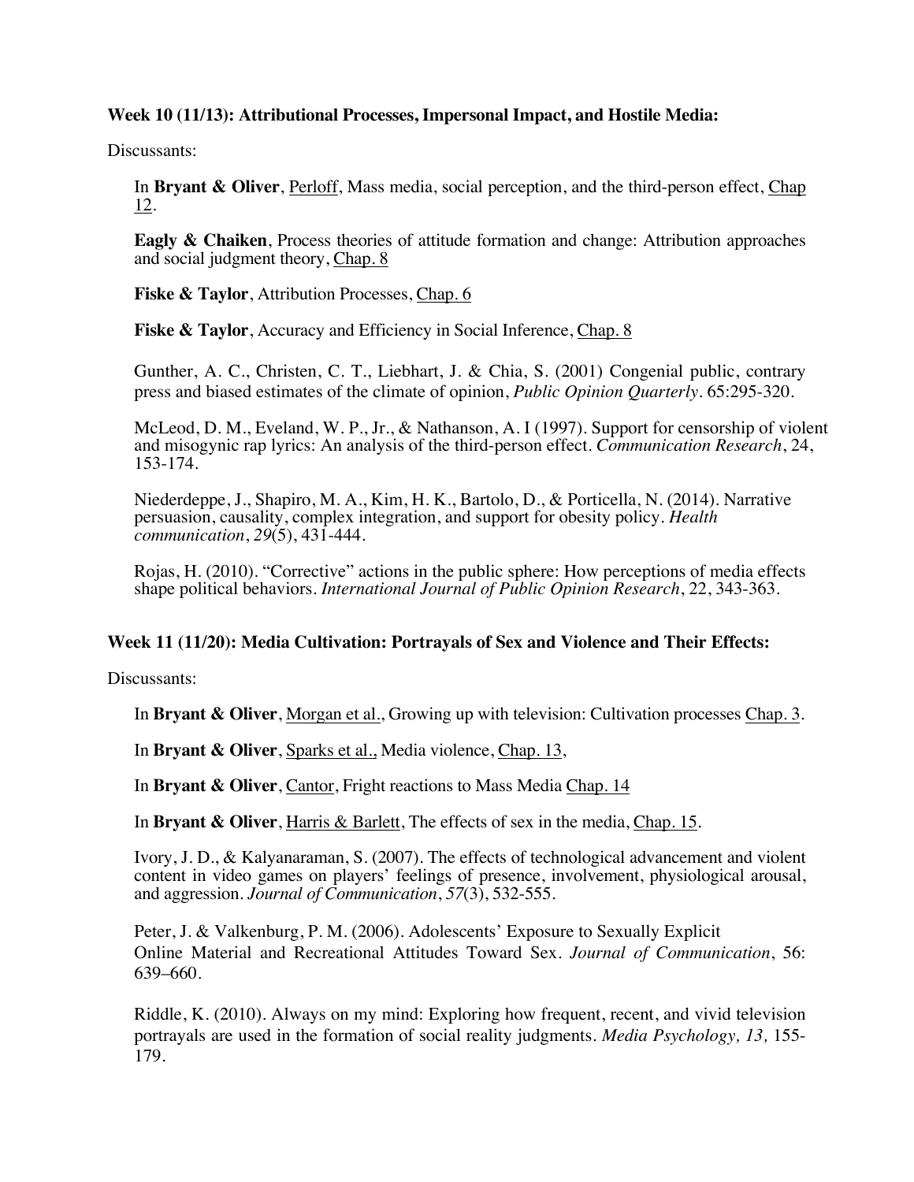**Week 10 (11/13): Attributional Processes, Impersonal Impact, and Hostile Media:**

Discussants:

In **Bryant & Oliver**, Perloff, Mass media, social perception, and the third-person effect, Chap 12.

**Eagly & Chaiken**, Process theories of attitude formation and change: Attribution approaches and social judgment theory, Chap. 8

**Fiske & Taylor**, Attribution Processes, Chap. 6

**Fiske & Taylor**, Accuracy and Efficiency in Social Inference, Chap. 8

Gunther, A. C., Christen, C. T., Liebhart, J. & Chia, S. (2001) Congenial public, contrary press and biased estimates of the climate of opinion, *Public Opinion Quarterly*. 65:295-320.

McLeod, D. M., Eveland, W. P., Jr., & Nathanson, A. I (1997). Support for censorship of violent and misogynic rap lyrics: An analysis of the third-person effect. *Communication Research*, 24, 153-174.

Niederdeppe, J., Shapiro, M. A., Kim, H. K., Bartolo, D., & Porticella, N. (2014). Narrative persuasion, causality, complex integration, and support for obesity policy. *Health communication*, *29*(5), 431-444.

Rojas, H. (2010). "Corrective" actions in the public sphere: How perceptions of media effects shape political behaviors. *International Journal of Public Opinion Research*, 22, 343-363.

**Week 11 (11/20): Media Cultivation: Portrayals of Sex and Violence and Their Effects:**

Discussants:

In **Bryant & Oliver**, Morgan et al., Growing up with television: Cultivation processes Chap. 3.

In **Bryant & Oliver**, Sparks et al., Media violence, Chap. 13,

In **Bryant & Oliver**, Cantor, Fright reactions to Mass Media Chap. 14

In **Bryant & Oliver**, Harris & Barlett, The effects of sex in the media, Chap. 15.

Ivory, J. D., & Kalyanaraman, S. (2007). The effects of technological advancement and violent content in video games on players' feelings of presence, involvement, physiological arousal, and aggression. *Journal of Communication*, *57*(3), 532-555.

Peter, J. & Valkenburg, P. M. (2006). Adolescents' Exposure to Sexually Explicit Online Material and Recreational Attitudes Toward Sex. *Journal of Communication*, 56: 639–660.

Riddle, K. (2010). Always on my mind: Exploring how frequent, recent, and vivid television portrayals are used in the formation of social reality judgments. *Media Psychology, 13,* 155-179.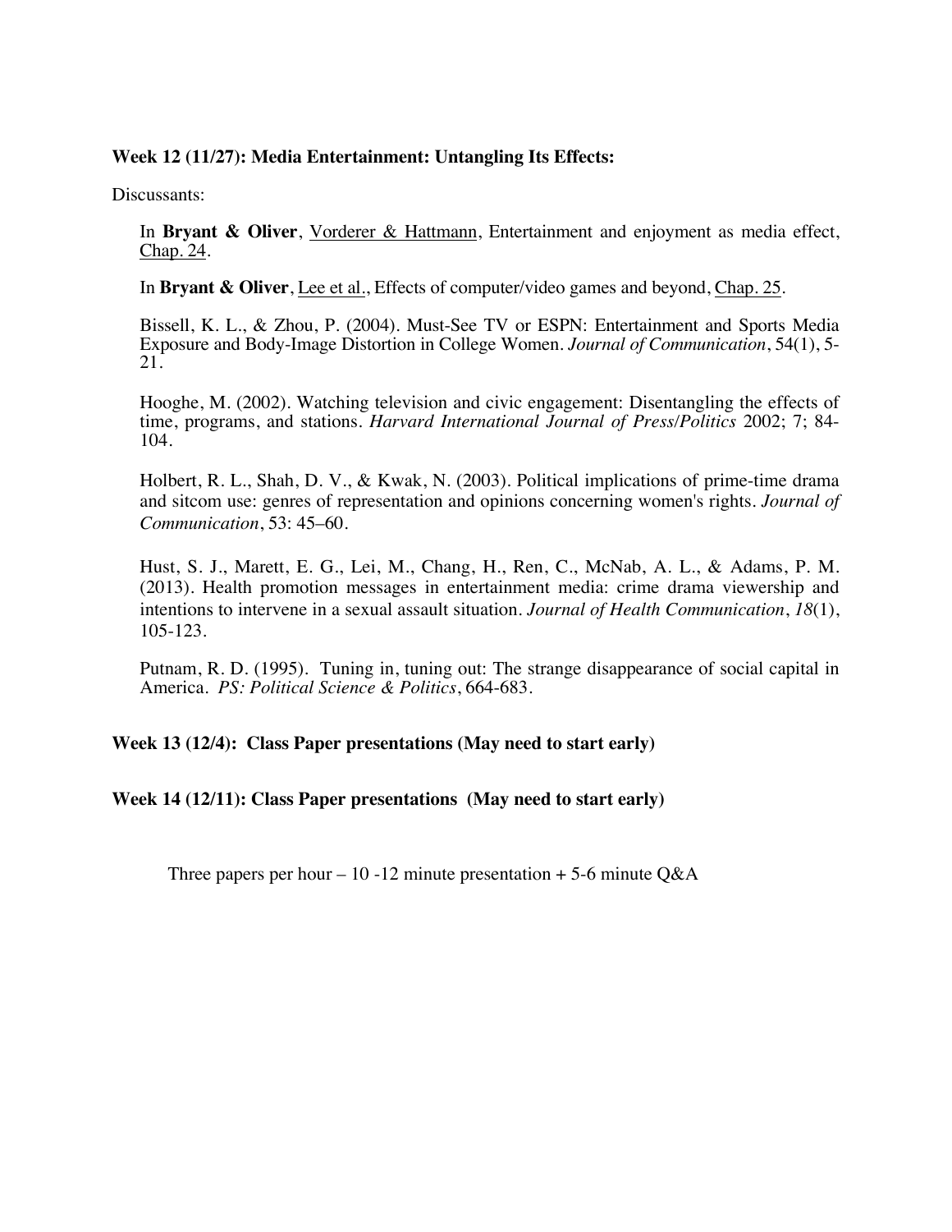**Week 12 (11/27): Media Entertainment: Untangling Its Effects:**

Discussants:

In **Bryant & Oliver**, Vorderer & Hattmann, Entertainment and enjoyment as media effect, Chap. 24.

In **Bryant & Oliver**, Lee et al., Effects of computer/video games and beyond, Chap. 25.

Bissell, K. L., & Zhou, P. (2004). Must-See TV or ESPN: Entertainment and Sports Media Exposure and Body-Image Distortion in College Women. *Journal of Communication*, 54(1), 5-21.

Hooghe, M. (2002). Watching television and civic engagement: Disentangling the effects of time, programs, and stations. *Harvard International Journal of Press/Politics* 2002; 7; 84-104.

Holbert, R. L., Shah, D. V., & Kwak, N. (2003). Political implications of prime-time drama and sitcom use: genres of representation and opinions concerning women's rights. *Journal of Communication*, 53: 45–60.

Hust, S. J., Marett, E. G., Lei, M., Chang, H., Ren, C., McNab, A. L., & Adams, P. M. (2013). Health promotion messages in entertainment media: crime drama viewership and intentions to intervene in a sexual assault situation. *Journal of Health Communication*, *18*(1), 105-123.

Putnam, R. D. (1995). Tuning in, tuning out: The strange disappearance of social capital in America. *PS: Political Science & Politics*, 664-683.

**Week 13 (12/4): Class Paper presentations (May need to start early)**

**Week 14 (12/11): Class Paper presentations (May need to start early)**

Three papers per hour – 10 -12 minute presentation + 5-6 minute Q&A